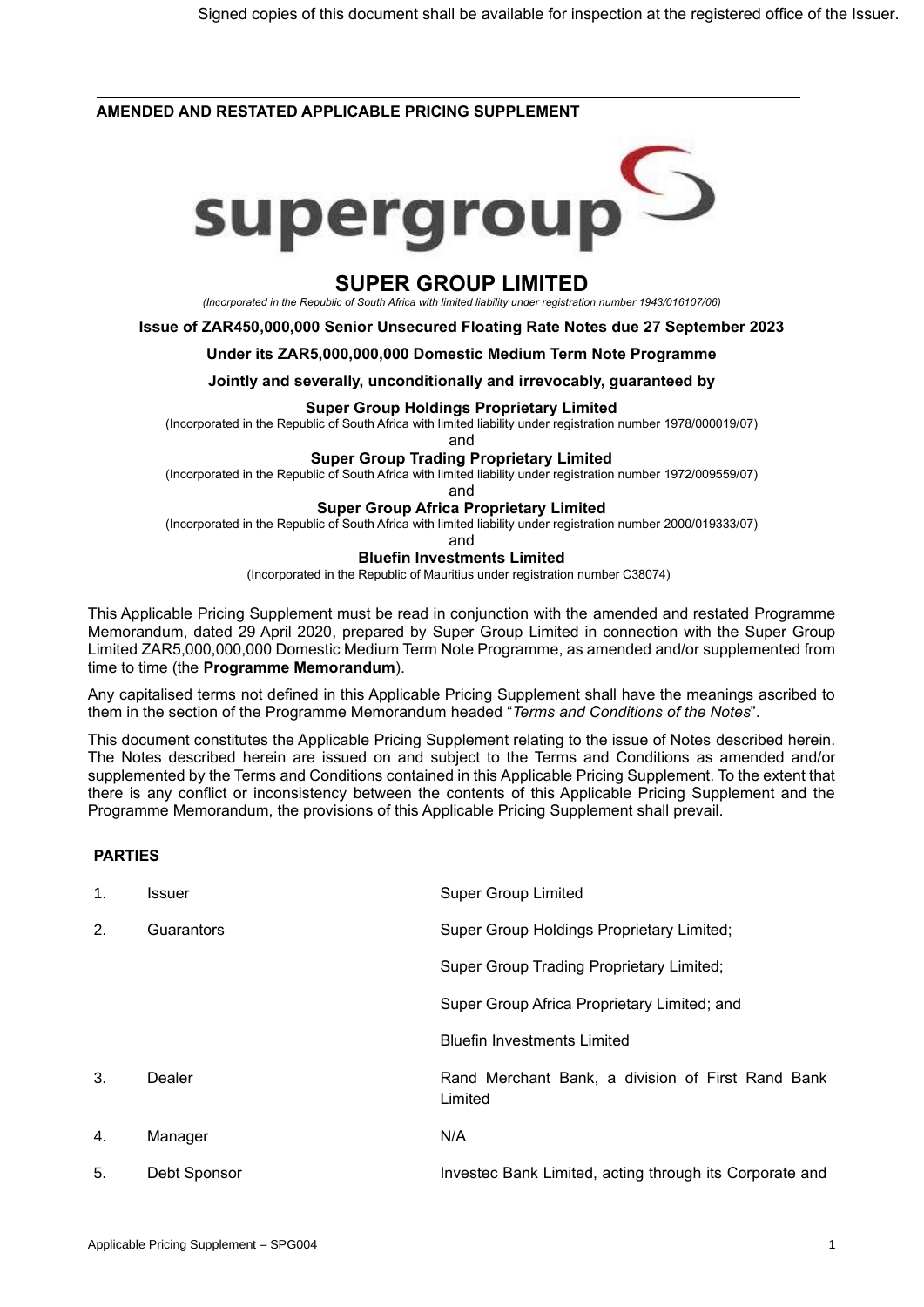Signed copies of this document shall be available for inspection at the registered office of the Issuer.

**AMENDED AND RESTATED APPLICABLE PRICING SUPPLEMENT**

supergroup

# SUPER GROUP LIMITED

*(Incorporated in the Republic of South Africa with limited liability under registration number 1943/016107/06)*

**Issue of ZAR450,000,000 Senior Unsecured Floating Rate Notes due 27 September 2023**

**Under its ZAR5,000,000,000 Domestic Medium Term Note Programme**

**Jointly and severally, unconditionally and irrevocably, guaranteed by**

**Super Group Holdings Proprietary Limited**

(Incorporated in the Republic of South Africa with limited liability under registration number 1978/000019/07)

and

**Super Group Trading Proprietary Limited**

(Incorporated in the Republic of South Africa with limited liability under registration number 1972/009559/07)

and

**Super Group Africa Proprietary Limited**

(Incorporated in the Republic of South Africa with limited liability under registration number 2000/019333/07)

and

**Bluefin Investments Limited**

(Incorporated in the Republic of Mauritius under registration number C38074)

This Applicable Pricing Supplement must be read in conjunction with the amended and restated Programme Memorandum, dated 29 April 2020, prepared by Super Group Limited in connection with the Super Group Limited ZAR5,000,000,000 Domestic Medium Term Note Programme, as amended and/or supplemented from time to time (the **Programme Memorandum**).

Any capitalised terms not defined in this Applicable Pricing Supplement shall have the meanings ascribed to them in the section of the Programme Memorandum headed "*Terms and Conditions of the Notes*".

This document constitutes the Applicable Pricing Supplement relating to the issue of Notes described herein. The Notes described herein are issued on and subject to the Terms and Conditions as amended and/or supplemented by the Terms and Conditions contained in this Applicable Pricing Supplement. To the extent that there is any conflict or inconsistency between the contents of this Applicable Pricing Supplement and the Programme Memorandum, the provisions of this Applicable Pricing Supplement shall prevail.

**PARTIES**

| | | |
|---|---|---|
| 1. | Issuer | Super Group Limited |
| 2. | Guarantors | Super Group Holdings Proprietary Limited; |
| | | Super Group Trading Proprietary Limited; |
| | | Super Group Africa Proprietary Limited; and |
| | | Bluefin Investments Limited |
| 3. | Dealer | Rand Merchant Bank, a division of First Rand Bank Limited |
| 4. | Manager | N/A |
| 5. | Debt Sponsor | Investec Bank Limited, acting through its Corporate and |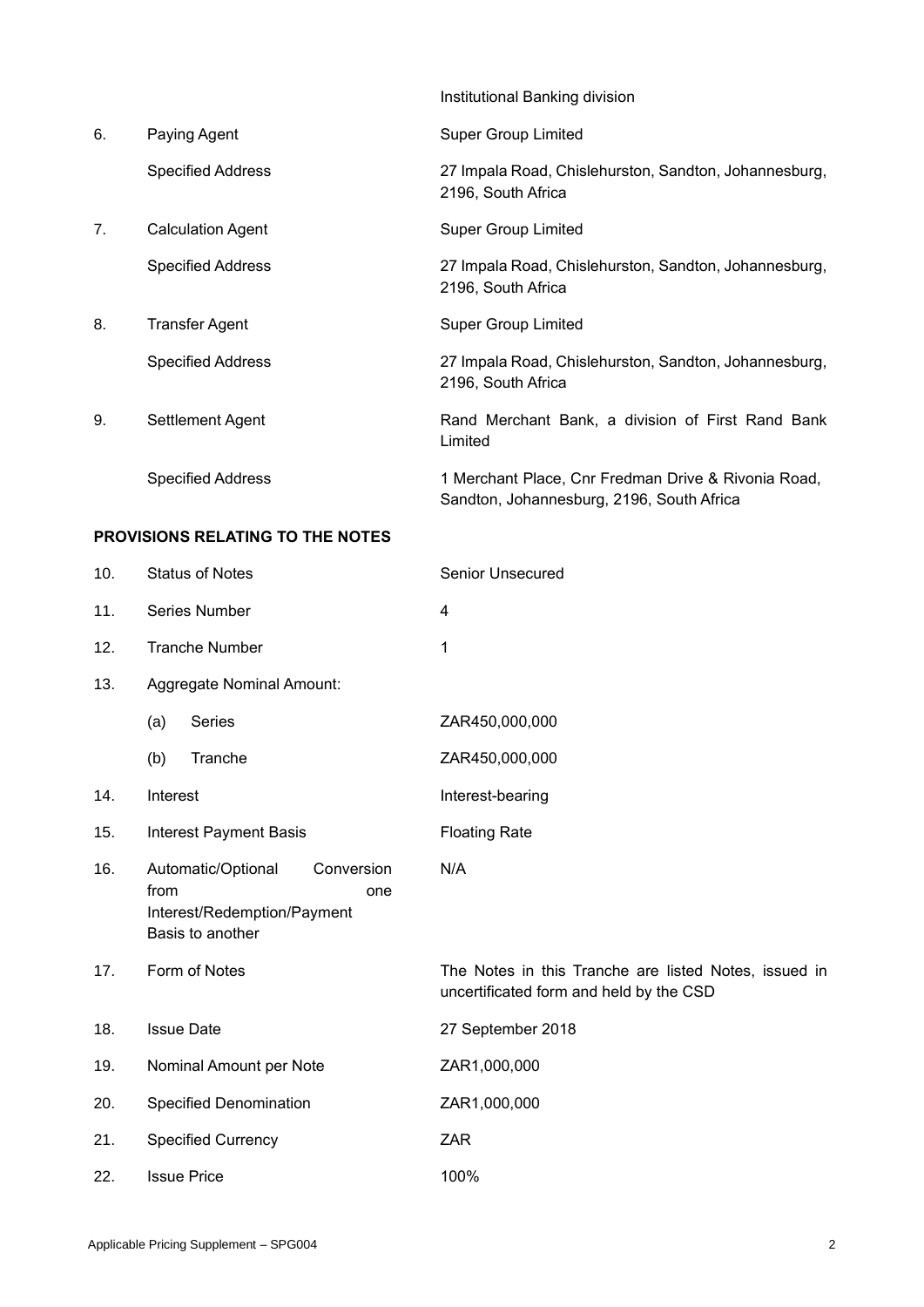| | | |
|---|---|---|
| | | Institutional Banking division |
| 6. | Paying Agent | Super Group Limited |
| | Specified Address | 27 Impala Road, Chislehurston, Sandton, Johannesburg, 2196, South Africa |
| 7. | Calculation Agent | Super Group Limited |
| | Specified Address | 27 Impala Road, Chislehurston, Sandton, Johannesburg, 2196, South Africa |
| 8. | Transfer Agent | Super Group Limited |
| | Specified Address | 27 Impala Road, Chislehurston, Sandton, Johannesburg, 2196, South Africa |
| 9. | Settlement Agent | Rand Merchant Bank, a division of First Rand Bank Limited |
| | Specified Address | 1 Merchant Place, Cnr Fredman Drive & Rivonia Road, Sandton, Johannesburg, 2196, South Africa |

**PROVISIONS RELATING TO THE NOTES**

| | | |
|---|---|---|
| 10. | Status of Notes | Senior Unsecured |
| 11. | Series Number | 4 |
| 12. | Tranche Number | 1 |
| 13. | Aggregate Nominal Amount: | |
| | (a) Series | ZAR450,000,000 |
| | (b) Tranche | ZAR450,000,000 |
| 14. | Interest | Interest-bearing |
| 15. | Interest Payment Basis | Floating Rate |
| 16. | Automatic/Optional Conversion from one Interest/Redemption/Payment Basis to another | N/A |
| 17. | Form of Notes | The Notes in this Tranche are listed Notes, issued in uncertificated form and held by the CSD |
| 18. | Issue Date | 27 September 2018 |
| 19. | Nominal Amount per Note | ZAR1,000,000 |
| 20. | Specified Denomination | ZAR1,000,000 |
| 21. | Specified Currency | ZAR |
| 22. | Issue Price | 100% |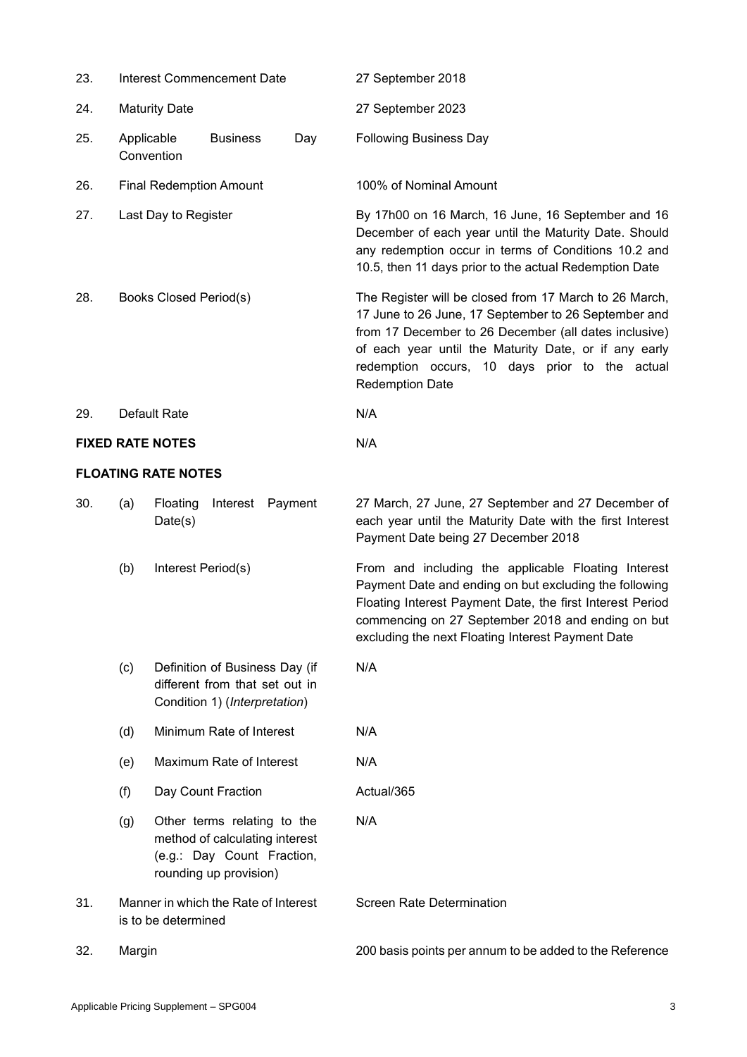| | | | |
|---|---|---|---|
| 23. | Interest Commencement Date | | 27 September 2018 |
| 24. | Maturity Date | | 27 September 2023 |
| 25. | Applicable Business Day Convention | | Following Business Day |
| 26. | Final Redemption Amount | | 100% of Nominal Amount |
| 27. | Last Day to Register | | By 17h00 on 16 March, 16 June, 16 September and 16 December of each year until the Maturity Date. Should any redemption occur in terms of Conditions 10.2 and 10.5, then 11 days prior to the actual Redemption Date |
| 28. | Books Closed Period(s) | | The Register will be closed from 17 March to 26 March, 17 June to 26 June, 17 September to 26 September and from 17 December to 26 December (all dates inclusive) of each year until the Maturity Date, or if any early redemption occurs, 10 days prior to the actual Redemption Date |
| 29. | Default Rate | | N/A |

**FIXED RATE NOTES** N/A

**FLOATING RATE NOTES**

| | | | |
|---|---|---|---|
| 30. | (a) | Floating Interest Payment Date(s) | 27 March, 27 June, 27 September and 27 December of each year until the Maturity Date with the first Interest Payment Date being 27 December 2018 |
| | (b) | Interest Period(s) | From and including the applicable Floating Interest Payment Date and ending on but excluding the following Floating Interest Payment Date, the first Interest Period commencing on 27 September 2018 and ending on but excluding the next Floating Interest Payment Date |
| | (c) | Definition of Business Day (if different from that set out in Condition 1) (*Interpretation*) | N/A |
| | (d) | Minimum Rate of Interest | N/A |
| | (e) | Maximum Rate of Interest | N/A |
| | (f) | Day Count Fraction | Actual/365 |
| | (g) | Other terms relating to the method of calculating interest (e.g.: Day Count Fraction, rounding up provision) | N/A |
| 31. | | Manner in which the Rate of Interest is to be determined | Screen Rate Determination |
| 32. | | Margin | 200 basis points per annum to be added to the Reference |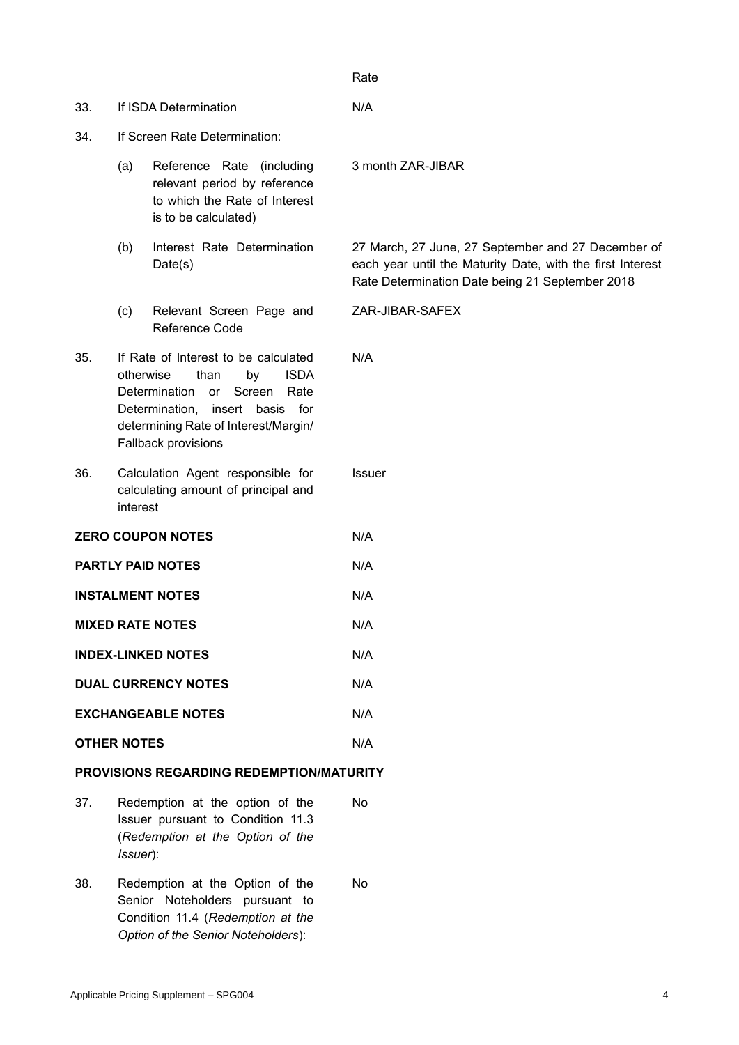| | | Rate |
|---|---|---|
| 33. | If ISDA Determination | N/A |
| 34. | If Screen Rate Determination: | |
| | (a) Reference Rate (including relevant period by reference to which the Rate of Interest is to be calculated) | 3 month ZAR-JIBAR |
| | (b) Interest Rate Determination Date(s) | 27 March, 27 June, 27 September and 27 December of each year until the Maturity Date, with the first Interest Rate Determination Date being 21 September 2018 |
| | (c) Relevant Screen Page and Reference Code | ZAR-JIBAR-SAFEX |
| 35. | If Rate of Interest to be calculated otherwise than by ISDA Determination or Screen Rate Determination, insert basis for determining Rate of Interest/Margin/ Fallback provisions | N/A |
| 36. | Calculation Agent responsible for calculating amount of principal and interest | Issuer |

| | |
|---|---|
| **ZERO COUPON NOTES** | N/A |
| **PARTLY PAID NOTES** | N/A |
| **INSTALMENT NOTES** | N/A |
| **MIXED RATE NOTES** | N/A |
| **INDEX-LINKED NOTES** | N/A |
| **DUAL CURRENCY NOTES** | N/A |
| **EXCHANGEABLE NOTES** | N/A |
| **OTHER NOTES** | N/A |

**PROVISIONS REGARDING REDEMPTION/MATURITY**

| | | |
|---|---|---|
| 37. | Redemption at the option of the Issuer pursuant to Condition 11.3 (*Redemption at the Option of the Issuer*): | No |
| 38. | Redemption at the Option of the Senior Noteholders pursuant to Condition 11.4 (*Redemption at the Option of the Senior Noteholders*): | No |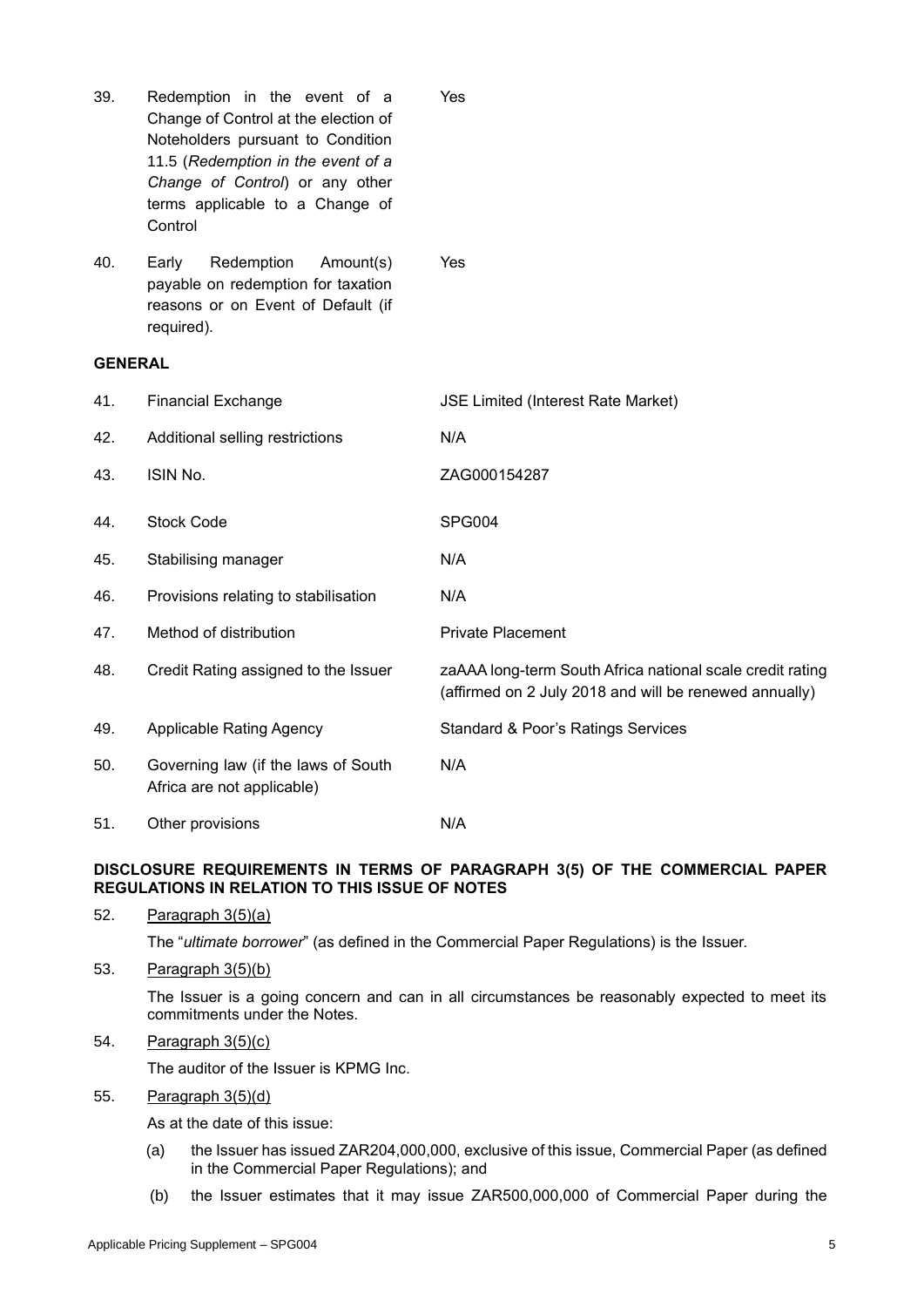| | | |
|---|---|---|
| 39. | Redemption in the event of a Change of Control at the election of Noteholders pursuant to Condition 11.5 (*Redemption in the event of a Change of Control*) or any other terms applicable to a Change of Control | Yes |
| 40. | Early Redemption Amount(s) payable on redemption for taxation reasons or on Event of Default (if required). | Yes |

**GENERAL**

| | | |
|---|---|---|
| 41. | Financial Exchange | JSE Limited (Interest Rate Market) |
| 42. | Additional selling restrictions | N/A |
| 43. | ISIN No. | ZAG000154287 |
| 44. | Stock Code | SPG004 |
| 45. | Stabilising manager | N/A |
| 46. | Provisions relating to stabilisation | N/A |
| 47. | Method of distribution | Private Placement |
| 48. | Credit Rating assigned to the Issuer | zaAAA long-term South Africa national scale credit rating (affirmed on 2 July 2018 and will be renewed annually) |
| 49. | Applicable Rating Agency | Standard & Poor's Ratings Services |
| 50. | Governing law (if the laws of South Africa are not applicable) | N/A |
| 51. | Other provisions | N/A |

**DISCLOSURE REQUIREMENTS IN TERMS OF PARAGRAPH 3(5) OF THE COMMERCIAL PAPER REGULATIONS IN RELATION TO THIS ISSUE OF NOTES**

52. Paragraph 3(5)(a)

    The "*ultimate borrower*" (as defined in the Commercial Paper Regulations) is the Issuer.

53. Paragraph 3(5)(b)

    The Issuer is a going concern and can in all circumstances be reasonably expected to meet its commitments under the Notes.

54. Paragraph 3(5)(c)

    The auditor of the Issuer is KPMG Inc.

55. Paragraph 3(5)(d)

    As at the date of this issue:

    (a) the Issuer has issued ZAR204,000,000, exclusive of this issue, Commercial Paper (as defined in the Commercial Paper Regulations); and

    (b) the Issuer estimates that it may issue ZAR500,000,000 of Commercial Paper during the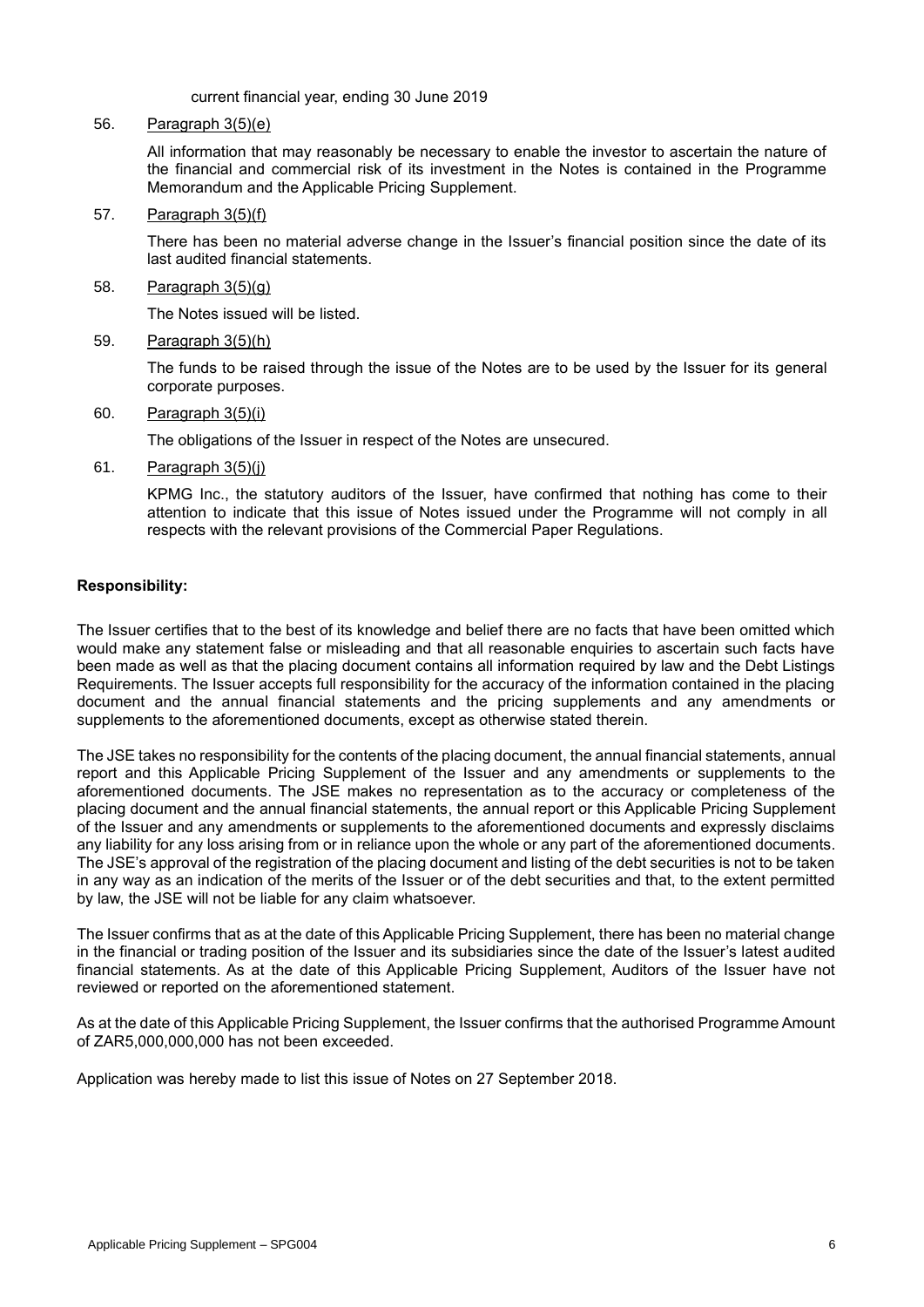current financial year, ending 30 June 2019

56. Paragraph 3(5)(e)

    All information that may reasonably be necessary to enable the investor to ascertain the nature of the financial and commercial risk of its investment in the Notes is contained in the Programme Memorandum and the Applicable Pricing Supplement.

57. Paragraph 3(5)(f)

    There has been no material adverse change in the Issuer's financial position since the date of its last audited financial statements.

58. Paragraph 3(5)(g)

    The Notes issued will be listed.

59. Paragraph 3(5)(h)

    The funds to be raised through the issue of the Notes are to be used by the Issuer for its general corporate purposes.

60. Paragraph 3(5)(i)

    The obligations of the Issuer in respect of the Notes are unsecured.

61. Paragraph 3(5)(j)

    KPMG Inc., the statutory auditors of the Issuer, have confirmed that nothing has come to their attention to indicate that this issue of Notes issued under the Programme will not comply in all respects with the relevant provisions of the Commercial Paper Regulations.

**Responsibility:**

The Issuer certifies that to the best of its knowledge and belief there are no facts that have been omitted which would make any statement false or misleading and that all reasonable enquiries to ascertain such facts have been made as well as that the placing document contains all information required by law and the Debt Listings Requirements. The Issuer accepts full responsibility for the accuracy of the information contained in the placing document and the annual financial statements and the pricing supplements and any amendments or supplements to the aforementioned documents, except as otherwise stated therein.

The JSE takes no responsibility for the contents of the placing document, the annual financial statements, annual report and this Applicable Pricing Supplement of the Issuer and any amendments or supplements to the aforementioned documents. The JSE makes no representation as to the accuracy or completeness of the placing document and the annual financial statements, the annual report or this Applicable Pricing Supplement of the Issuer and any amendments or supplements to the aforementioned documents and expressly disclaims any liability for any loss arising from or in reliance upon the whole or any part of the aforementioned documents. The JSE's approval of the registration of the placing document and listing of the debt securities is not to be taken in any way as an indication of the merits of the Issuer or of the debt securities and that, to the extent permitted by law, the JSE will not be liable for any claim whatsoever.

The Issuer confirms that as at the date of this Applicable Pricing Supplement, there has been no material change in the financial or trading position of the Issuer and its subsidiaries since the date of the Issuer's latest audited financial statements. As at the date of this Applicable Pricing Supplement, Auditors of the Issuer have not reviewed or reported on the aforementioned statement.

As at the date of this Applicable Pricing Supplement, the Issuer confirms that the authorised Programme Amount of ZAR5,000,000,000 has not been exceeded.

Application was hereby made to list this issue of Notes on 27 September 2018.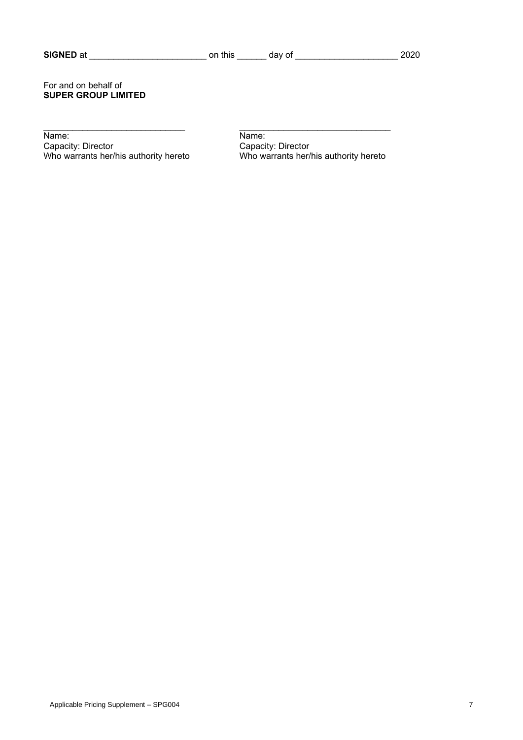**SIGNED** at ________________________ on this ______ day of _____________________ 2020

For and on behalf of
**SUPER GROUP LIMITED**

| | |
|---|---|
| ______________________________ | ________________________________ |
| Name: | Name: |
| Capacity: Director | Capacity: Director |
| Who warrants her/his authority hereto | Who warrants her/his authority hereto |